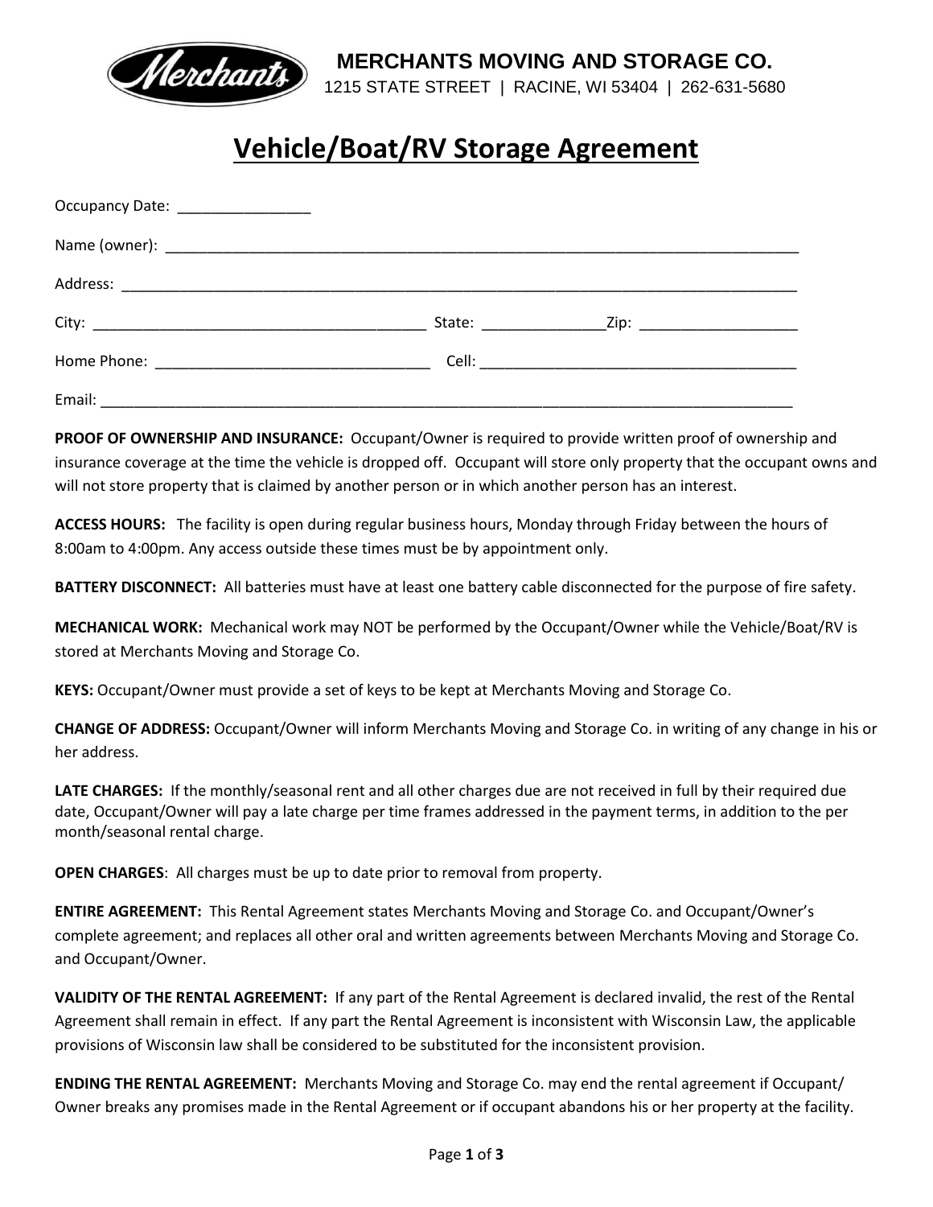**MERCHANTS MOVING AND STORAGE CO.**
1215 STATE STREET | RACINE, WI 53404 | 262-631-5680

# Vehicle/Boat/RV Storage Agreement

Occupancy Date: ________________

Name (owner): ______________________________________________________________________________

Address: ___________________________________________________________________________________

City: ________________________________________ State: _______________Zip: ___________________

Home Phone: _________________________________ Cell: ______________________________________

Email: _____________________________________________________________________________________

**PROOF OF OWNERSHIP AND INSURANCE:** Occupant/Owner is required to provide written proof of ownership and insurance coverage at the time the vehicle is dropped off. Occupant will store only property that the occupant owns and will not store property that is claimed by another person or in which another person has an interest.

**ACCESS HOURS:** The facility is open during regular business hours, Monday through Friday between the hours of 8:00am to 4:00pm. Any access outside these times must be by appointment only.

**BATTERY DISCONNECT:** All batteries must have at least one battery cable disconnected for the purpose of fire safety.

**MECHANICAL WORK:** Mechanical work may NOT be performed by the Occupant/Owner while the Vehicle/Boat/RV is stored at Merchants Moving and Storage Co.

**KEYS:** Occupant/Owner must provide a set of keys to be kept at Merchants Moving and Storage Co.

**CHANGE OF ADDRESS:** Occupant/Owner will inform Merchants Moving and Storage Co. in writing of any change in his or her address.

**LATE CHARGES:** If the monthly/seasonal rent and all other charges due are not received in full by their required due date, Occupant/Owner will pay a late charge per time frames addressed in the payment terms, in addition to the per month/seasonal rental charge.

**OPEN CHARGES**: All charges must be up to date prior to removal from property.

**ENTIRE AGREEMENT:** This Rental Agreement states Merchants Moving and Storage Co. and Occupant/Owner's complete agreement; and replaces all other oral and written agreements between Merchants Moving and Storage Co. and Occupant/Owner.

**VALIDITY OF THE RENTAL AGREEMENT:** If any part of the Rental Agreement is declared invalid, the rest of the Rental Agreement shall remain in effect. If any part the Rental Agreement is inconsistent with Wisconsin Law, the applicable provisions of Wisconsin law shall be considered to be substituted for the inconsistent provision.

**ENDING THE RENTAL AGREEMENT:** Merchants Moving and Storage Co. may end the rental agreement if Occupant/ Owner breaks any promises made in the Rental Agreement or if occupant abandons his or her property at the facility.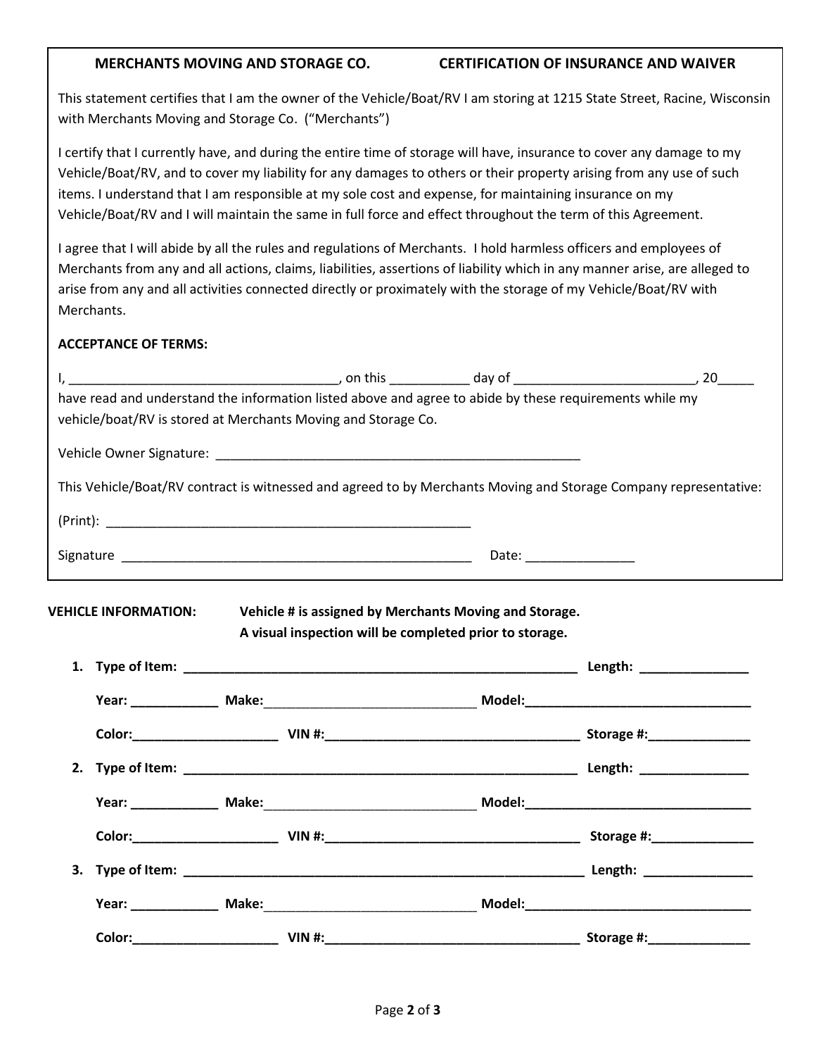**MERCHANTS MOVING AND STORAGE CO.** **CERTIFICATION OF INSURANCE AND WAIVER**

This statement certifies that I am the owner of the Vehicle/Boat/RV I am storing at 1215 State Street, Racine, Wisconsin with Merchants Moving and Storage Co. ("Merchants")

I certify that I currently have, and during the entire time of storage will have, insurance to cover any damage to my Vehicle/Boat/RV, and to cover my liability for any damages to others or their property arising from any use of such items. I understand that I am responsible at my sole cost and expense, for maintaining insurance on my Vehicle/Boat/RV and I will maintain the same in full force and effect throughout the term of this Agreement.

I agree that I will abide by all the rules and regulations of Merchants. I hold harmless officers and employees of Merchants from any and all actions, claims, liabilities, assertions of liability which in any manner arise, are alleged to arise from any and all activities connected directly or proximately with the storage of my Vehicle/Boat/RV with Merchants.

**ACCEPTANCE OF TERMS:**

I, _____________________________________, on this ___________ day of _________________________, 20_____ have read and understand the information listed above and agree to abide by these requirements while my vehicle/boat/RV is stored at Merchants Moving and Storage Co.

Vehicle Owner Signature: ____________________________________________________

This Vehicle/Boat/RV contract is witnessed and agreed to by Merchants Moving and Storage Company representative:

(Print): ____________________________________________________

Signature __________________________________________________ Date: _______________

**VEHICLE INFORMATION:** **Vehicle # is assigned by Merchants Moving and Storage.**
**A visual inspection will be completed prior to storage.**

1. **Type of Item:** ________________________________________________________ **Length:** _______________

   **Year:** ____________ **Make:**_____________________________ **Model:**_______________________________

   **Color:**____________________ **VIN #:**___________________________________ **Storage #:**______________

2. **Type of Item:** ________________________________________________________ **Length:** _______________

   **Year:** ____________ **Make:**_____________________________ **Model:**_______________________________

   **Color:**____________________ **VIN #:**___________________________________ **Storage #:**______________

3. **Type of Item:** ________________________________________________________ **Length:** _______________

   **Year:** ____________ **Make:**_____________________________ **Model:**_______________________________

   **Color:**____________________ **VIN #:**___________________________________ **Storage #:**______________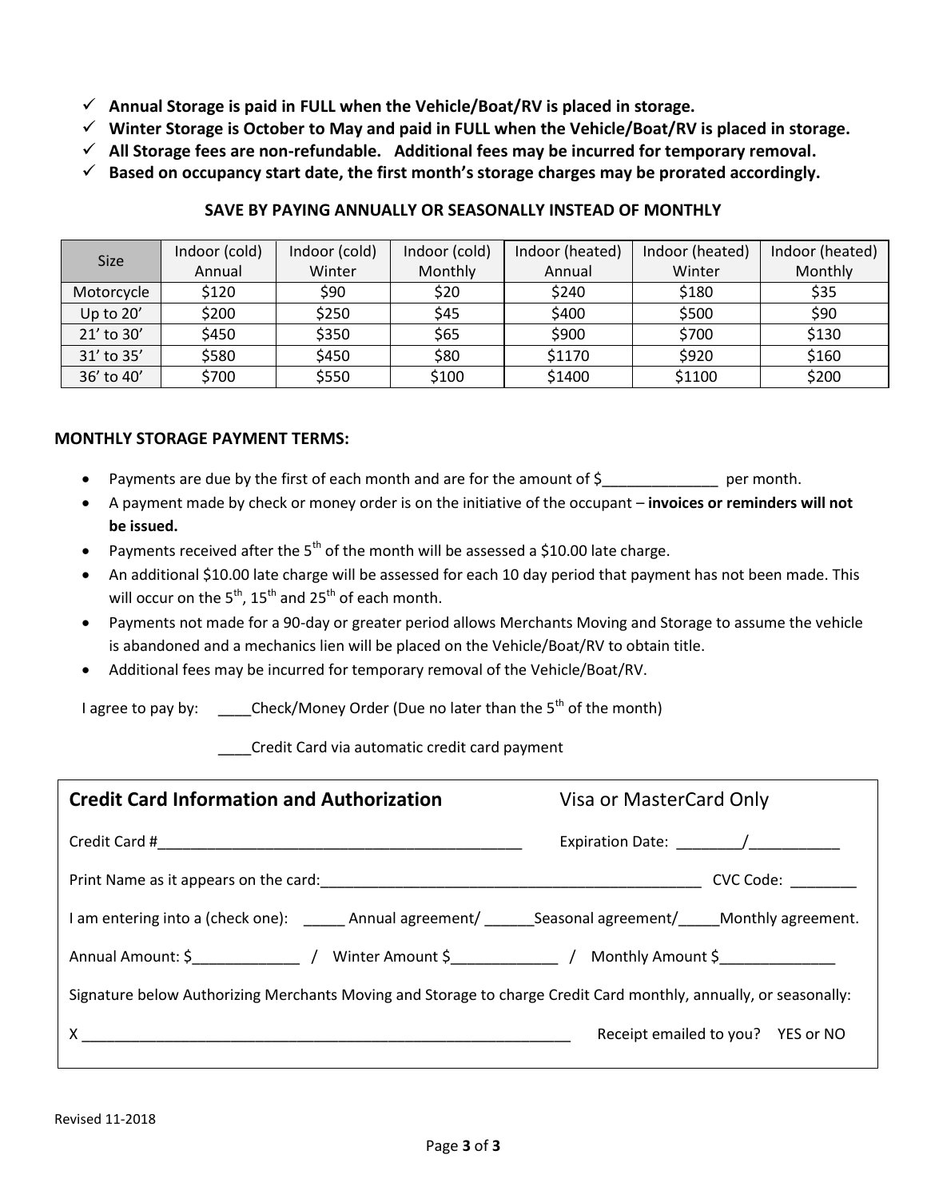- ✓ **Annual Storage is paid in FULL when the Vehicle/Boat/RV is placed in storage.**
- ✓ **Winter Storage is October to May and paid in FULL when the Vehicle/Boat/RV is placed in storage.**
- ✓ **All Storage fees are non-refundable. Additional fees may be incurred for temporary removal.**
- ✓ **Based on occupancy start date, the first month's storage charges may be prorated accordingly.**

**SAVE BY PAYING ANNUALLY OR SEASONALLY INSTEAD OF MONTHLY**

| Size | Indoor (cold) Annual | Indoor (cold) Winter | Indoor (cold) Monthly | Indoor (heated) Annual | Indoor (heated) Winter | Indoor (heated) Monthly |
|---|---|---|---|---|---|---|
| Motorcycle | $120 | $90 | $20 | $240 | $180 | $35 |
| Up to 20' | $200 | $250 | $45 | $400 | $500 | $90 |
| 21' to 30' | $450 | $350 | $65 | $900 | $700 | $130 |
| 31' to 35' | $580 | $450 | $80 | $1170 | $920 | $160 |
| 36' to 40' | $700 | $550 | $100 | $1400 | $1100 | $200 |

**MONTHLY STORAGE PAYMENT TERMS:**

- Payments are due by the first of each month and are for the amount of $______________ per month.
- A payment made by check or money order is on the initiative of the occupant – **invoices or reminders will not be issued.**
- Payments received after the 5th of the month will be assessed a $10.00 late charge.
- An additional $10.00 late charge will be assessed for each 10 day period that payment has not been made. This will occur on the 5th, 15th and 25th of each month.
- Payments not made for a 90-day or greater period allows Merchants Moving and Storage to assume the vehicle is abandoned and a mechanics lien will be placed on the Vehicle/Boat/RV to obtain title.
- Additional fees may be incurred for temporary removal of the Vehicle/Boat/RV.

I agree to pay by: ____Check/Money Order (Due no later than the 5th of the month)

____Credit Card via automatic credit card payment

**Credit Card Information and Authorization** Visa or MasterCard Only

Credit Card #_____________________________________________ Expiration Date: ________/___________

Print Name as it appears on the card:_______________________________________________ CVC Code: ________

I am entering into a (check one): _____ Annual agreement/ ______Seasonal agreement/_____Monthly agreement.

Annual Amount: $_____________ / Winter Amount $_____________ / Monthly Amount $______________

Signature below Authorizing Merchants Moving and Storage to charge Credit Card monthly, annually, or seasonally:

X ____________________________________________________________ Receipt emailed to you? YES or NO

Revised 11-2018